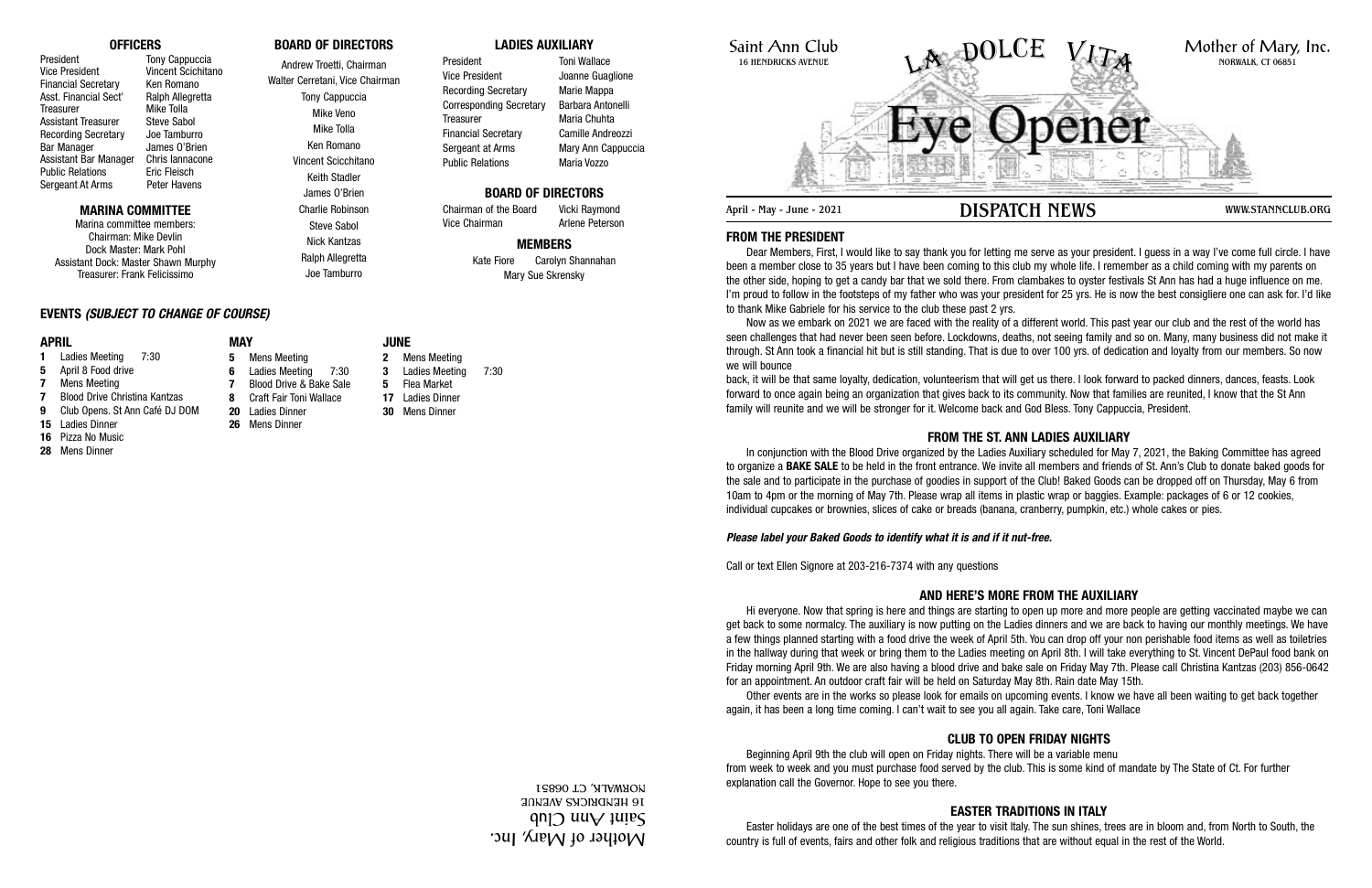## OFFICERS

| | |
|---|---|
| President | Tony Cappuccia |
| Vice President | Vincent Scichitano |
| Financial Secretary | Ken Romano |
| Asst. Financial Sect' | Ralph Allegretta |
| Treasurer | Mike Tolla |
| Assistant Treasurer | Steve Sabol |
| Recording Secretary | Joe Tamburro |
| Bar Manager | James O'Brien |
| Assistant Bar Manager | Chris Iannacone |
| Public Relations | Eric Fleisch |
| Sergeant At Arms | Peter Havens |

## MARINA COMMITTEE

Marina committee members:
Chairman: Mike Devlin
Dock Master: Mark Pohl
Assistant Dock: Master Shawn Murphy
Treasurer: Frank Felicissimo

## BOARD OF DIRECTORS

Andrew Troetti, Chairman
Walter Cerretani, Vice Chairman
Tony Cappuccia
Mike Veno
Mike Tolla
Ken Romano
Vincent Scicchitano
Keith Stadler
James O'Brien
Charlie Robinson
Steve Sabol
Nick Kantzas
Ralph Allegretta
Joe Tamburro

## LADIES AUXILIARY

| | |
|---|---|
| President | Toni Wallace |
| Vice President | Joanne Guaglione |
| Recording Secretary | Marie Mappa |
| Corresponding Secretary | Barbara Antonelli |
| Treasurer | Maria Chuhta |
| Financial Secretary | Camille Andreozzi |
| Sergeant at Arms | Mary Ann Cappuccia |
| Public Relations | Maria Vozzo |

## BOARD OF DIRECTORS

| | |
|---|---|
| Chairman of the Board | Vicki Raymond |
| Vice Chairman | Arlene Peterson |

## MEMBERS

Kate Fiore Carolyn Shannahan
Mary Sue Skrensky

## EVENTS *(SUBJECT TO CHANGE OF COURSE)*

### APRIL

- **1** Ladies Meeting 7:30
- **5** April 8 Food drive
- **7** Mens Meeting
- **7** Blood Drive Christina Kantzas
- **9** Club Opens. St Ann Café DJ DOM
- **15** Ladies Dinner
- **16** Pizza No Music
- **28** Mens Dinner

### MAY

- **5** Mens Meeting
- **6** Ladies Meeting 7:30
- **7** Blood Drive & Bake Sale
- **8** Craft Fair Toni Wallace
- **20** Ladies Dinner
- **26** Mens Dinner

### JUNE

- **2** Mens Meeting
- **3** Ladies Meeting 7:30
- **5** Flea Market
- **17** Ladies Dinner
- **30** Mens Dinner

Mother of Mary, Inc.
Saint Ann Club
16 HENDRICKS AVENUE
NORWALK, CT 06851

Saint Ann Club
16 HENDRICKS AVENUE

# LA DOLCE VITA

# Eye Opener

Mother of Mary, Inc.
NORWALK, CT 06851

April - May - June - 2021 **DISPATCH NEWS** WWW.STANNCLUB.ORG

## FROM THE PRESIDENT

Dear Members, First, I would like to say thank you for letting me serve as your president. I guess in a way I've come full circle. I have been a member close to 35 years but I have been coming to this club my whole life. I remember as a child coming with my parents on the other side, hoping to get a candy bar that we sold there. From clambakes to oyster festivals St Ann has had a huge influence on me. I'm proud to follow in the footsteps of my father who was your president for 25 yrs. He is now the best consigliere one can ask for. I'd like to thank Mike Gabriele for his service to the club these past 2 yrs.

Now as we embark on 2021 we are faced with the reality of a different world. This past year our club and the rest of the world has seen challenges that had never been seen before. Lockdowns, deaths, not seeing family and so on. Many, many business did not make it through. St Ann took a financial hit but is still standing. That is due to over 100 yrs. of dedication and loyalty from our members. So now we will bounce

back, it will be that same loyalty, dedication, volunteerism that will get us there. I look forward to packed dinners, dances, feasts. Look forward to once again being an organization that gives back to its community. Now that families are reunited, I know that the St Ann family will reunite and we will be stronger for it. Welcome back and God Bless. Tony Cappuccia, President.

## FROM THE ST. ANN LADIES AUXILIARY

In conjunction with the Blood Drive organized by the Ladies Auxiliary scheduled for May 7, 2021, the Baking Committee has agreed to organize a **BAKE SALE** to be held in the front entrance. We invite all members and friends of St. Ann's Club to donate baked goods for the sale and to participate in the purchase of goodies in support of the Club! Baked Goods can be dropped off on Thursday, May 6 from 10am to 4pm or the morning of May 7th. Please wrap all items in plastic wrap or baggies. Example: packages of 6 or 12 cookies, individual cupcakes or brownies, slices of cake or breads (banana, cranberry, pumpkin, etc.) whole cakes or pies.

***Please label your Baked Goods to identify what it is and if it nut-free.***

Call or text Ellen Signore at 203-216-7374 with any questions

## AND HERE'S MORE FROM THE AUXILIARY

Hi everyone. Now that spring is here and things are starting to open up more and more people are getting vaccinated maybe we can get back to some normalcy. The auxiliary is now putting on the Ladies dinners and we are back to having our monthly meetings. We have a few things planned starting with a food drive the week of April 5th. You can drop off your non perishable food items as well as toiletries in the hallway during that week or bring them to the Ladies meeting on April 8th. I will take everything to St. Vincent DePaul food bank on Friday morning April 9th. We are also having a blood drive and bake sale on Friday May 7th. Please call Christina Kantzas (203) 856-0642 for an appointment. An outdoor craft fair will be held on Saturday May 8th. Rain date May 15th.

Other events are in the works so please look for emails on upcoming events. I know we have all been waiting to get back together again, it has been a long time coming. I can't wait to see you all again. Take care, Toni Wallace

## CLUB TO OPEN FRIDAY NIGHTS

Beginning April 9th the club will open on Friday nights. There will be a variable menu from week to week and you must purchase food served by the club. This is some kind of mandate by The State of Ct. For further explanation call the Governor. Hope to see you there.

## EASTER TRADITIONS IN ITALY

Easter holidays are one of the best times of the year to visit Italy. The sun shines, trees are in bloom and, from North to South, the country is full of events, fairs and other folk and religious traditions that are without equal in the rest of the World.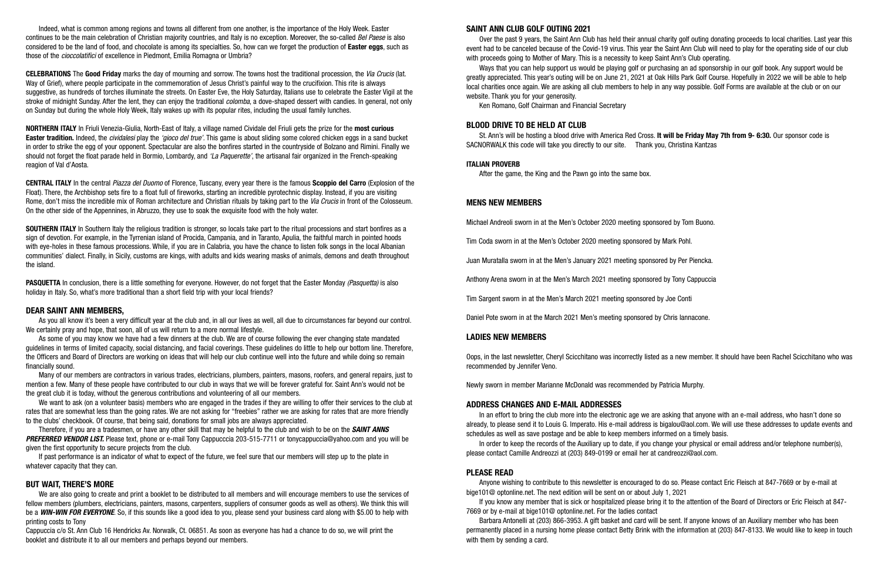Indeed, what is common among regions and towns all different from one another, is the importance of the Holy Week. Easter continues to be the main celebration of Christian majority countries, and Italy is no exception. Moreover, the so-called *Bel Paese* is also considered to be the land of food, and chocolate is among its specialties. So, how can we forget the production of **Easter eggs**, such as those of the *cioccolatifici* of excellence in Piedmont, Emilia Romagna or Umbria?

**CELEBRATIONS** The **Good Friday** marks the day of mourning and sorrow. The towns host the traditional procession, the *Via Crucis* (lat. Way of Grief), where people participate in the commemoration of Jesus Christ's painful way to the crucifixion. This rite is always suggestive, as hundreds of torches illuminate the streets. On Easter Eve, the Holy Saturday, Italians use to celebrate the Easter Vigil at the stroke of midnight Sunday. After the lent, they can enjoy the traditional *colomba*, a dove-shaped dessert with candies. In general, not only on Sunday but during the whole Holy Week, Italy wakes up with its popular rites, including the usual family lunches.

**NORTHERN ITALY** In Friuli Venezia-Giulia, North-East of Italy, a village named Cividale del Friuli gets the prize for the **most curious Easter tradition.** Indeed, the *cividalesi* play the *'gioco del true'*. This game is about sliding some colored chicken eggs in a sand bucket in order to strike the egg of your opponent. Spectacular are also the bonfires started in the countryside of Bolzano and Rimini. Finally we should not forget the float parade held in Bormio, Lombardy, and *'La Paquerette'*, the artisanal fair organized in the French-speaking reagion of Val d'Aosta.

**CENTRAL ITALY** In the central *Piazza del Duomo* of Florence, Tuscany, every year there is the famous **Scoppio del Carro** (Explosion of the Float). There, the Archbishop sets fire to a float full of fireworks, starting an incredible pyrotechnic display. Instead, if you are visiting Rome, don't miss the incredible mix of Roman architecture and Christian rituals by taking part to the *Via Crucis* in front of the Colosseum. On the other side of the Appennines, in Abruzzo, they use to soak the exquisite food with the holy water.

**SOUTHERN ITALY** In Southern Italy the religious tradition is stronger, so locals take part to the ritual processions and start bonfires as a sign of devotion. For example, in the Tyrrenian island of Procida, Campania, and in Taranto, Apulia, the faithful march in pointed hoods with eye-holes in these famous processions. While, if you are in Calabria, you have the chance to listen folk songs in the local Albanian communities' dialect. Finally, in Sicily, customs are kings, with adults and kids wearing masks of animals, demons and death throughout the island.

**PASQUETTA** In conclusion, there is a little something for everyone. However, do not forget that the Easter Monday *(Pasquetta)* is also holiday in Italy. So, what's more traditional than a short field trip with your local friends?

## DEAR SAINT ANN MEMBERS,

As you all know it's been a very difficult year at the club and, in all our lives as well, all due to circumstances far beyond our control. We certainly pray and hope, that soon, all of us will return to a more normal lifestyle.

As some of you may know we have had a few dinners at the club. We are of course following the ever changing state mandated guidelines in terms of limited capacity, social distancing, and facial coverings. These guidelines do little to help our bottom line. Therefore, the Officers and Board of Directors are working on ideas that will help our club continue well into the future and while doing so remain financially sound.

Many of our members are contractors in various trades, electricians, plumbers, painters, masons, roofers, and general repairs, just to mention a few. Many of these people have contributed to our club in ways that we will be forever grateful for. Saint Ann's would not be the great club it is today, without the generous contributions and volunteering of all our members.

We want to ask (on a volunteer basis) members who are engaged in the trades if they are willing to offer their services to the club at rates that are somewhat less than the going rates. We are not asking for "freebies" rather we are asking for rates that are more friendly to the clubs' checkbook. Of course, that being said, donations for small jobs are always appreciated.

Therefore, if you are a tradesmen, or have any other skill that may be helpful to the club and wish to be on the ***SAINT ANNS PREFERRED VENDOR LIST.*** Please text, phone or e-mail Tony Cappuccia 203-515-7711 or tonycappuccia@yahoo.com and you will be given the first opportunity to secure projects from the club.

If past performance is an indicator of what to expect of the future, we feel sure that our members will step up to the plate in whatever capacity that they can.

## BUT WAIT, THERE'S MORE

We are also going to create and print a booklet to be distributed to all members and will encourage members to use the services of fellow members (plumbers, electricians, painters, masons, carpenters, suppliers of consumer goods as well as others). We think this will be a ***WIN-WIN FOR EVERYONE***. So, if this sounds like a good idea to you, please send your business card along with $5.00 to help with printing costs to Tony

Cappuccia c/o St. Ann Club 16 Hendricks Av. Norwalk, Ct. 06851. As soon as everyone has had a chance to do so, we will print the booklet and distribute it to all our members and perhaps beyond our members.

## SAINT ANN CLUB GOLF OUTING 2021

Over the past 9 years, the Saint Ann Club has held their annual charity golf outing donating proceeds to local charities. Last year this event had to be canceled because of the Covid-19 virus. This year the Saint Ann Club will need to play for the operating side of our club with proceeds going to Mother of Mary. This is a necessity to keep Saint Ann's Club operating.

Ways that you can help support us would be playing golf or purchasing an ad sponsorship in our golf book. Any support would be greatly appreciated. This year's outing will be on June 21, 2021 at Oak Hills Park Golf Course. Hopefully in 2022 we will be able to help local charities once again. We are asking all club members to help in any way possible. Golf Forms are available at the club or on our website. Thank you for your generosity.

Ken Romano, Golf Chairman and Financial Secretary

## BLOOD DRIVE TO BE HELD AT CLUB

St. Ann's will be hosting a blood drive with America Red Cross. **It will be Friday May 7th from 9- 6:30.** Our sponsor code is SACNORWALK this code will take you directly to our site. Thank you, Christina Kantzas

### ITALIAN PROVERB

After the game, the King and the Pawn go into the same box.

## MENS NEW MEMBERS

Michael Andreoli sworn in at the Men's October 2020 meeting sponsored by Tom Buono.

Tim Coda sworn in at the Men's October 2020 meeting sponsored by Mark Pohl.

Juan Muratalla sworn in at the Men's January 2021 meeting sponsored by Per Piencka.

Anthony Arena sworn in at the Men's March 2021 meeting sponsored by Tony Cappuccia

Tim Sargent sworn in at the Men's March 2021 meeting sponsored by Joe Conti

Daniel Pote sworn in at the March 2021 Men's meeting sponsored by Chris Iannacone.

## LADIES NEW MEMBERS

Oops, in the last newsletter, Cheryl Scicchitano was incorrectly listed as a new member. It should have been Rachel Scicchitano who was recommended by Jennifer Veno.

Newly sworn in member Marianne McDonald was recommended by Patricia Murphy.

## ADDRESS CHANGES AND E-MAIL ADDRESSES

In an effort to bring the club more into the electronic age we are asking that anyone with an e-mail address, who hasn't done so already, to please send it to Louis G. Imperato. His e-mail address is bigalou@aol.com. We will use these addresses to update events and schedules as well as save postage and be able to keep members informed on a timely basis.

In order to keep the records of the Auxiliary up to date, if you change your physical or email address and/or telephone number(s), please contact Camille Andreozzi at (203) 849-0199 or email her at candreozzi@aol.com.

## PLEASE READ

Anyone wishing to contribute to this newsletter is encouraged to do so. Please contact Eric Fleisch at 847-7669 or by e-mail at bige101@ optonline.net. The next edition will be sent on or about July 1, 2021

If you know any member that is sick or hospitalized please bring it to the attention of the Board of Directors or Eric Fleisch at 847-7669 or by e-mail at bige101@ optonline.net. For the ladies contact

Barbara Antonelli at (203) 866-3953. A gift basket and card will be sent. If anyone knows of an Auxiliary member who has been permanently placed in a nursing home please contact Betty Brink with the information at (203) 847-8133. We would like to keep in touch with them by sending a card.